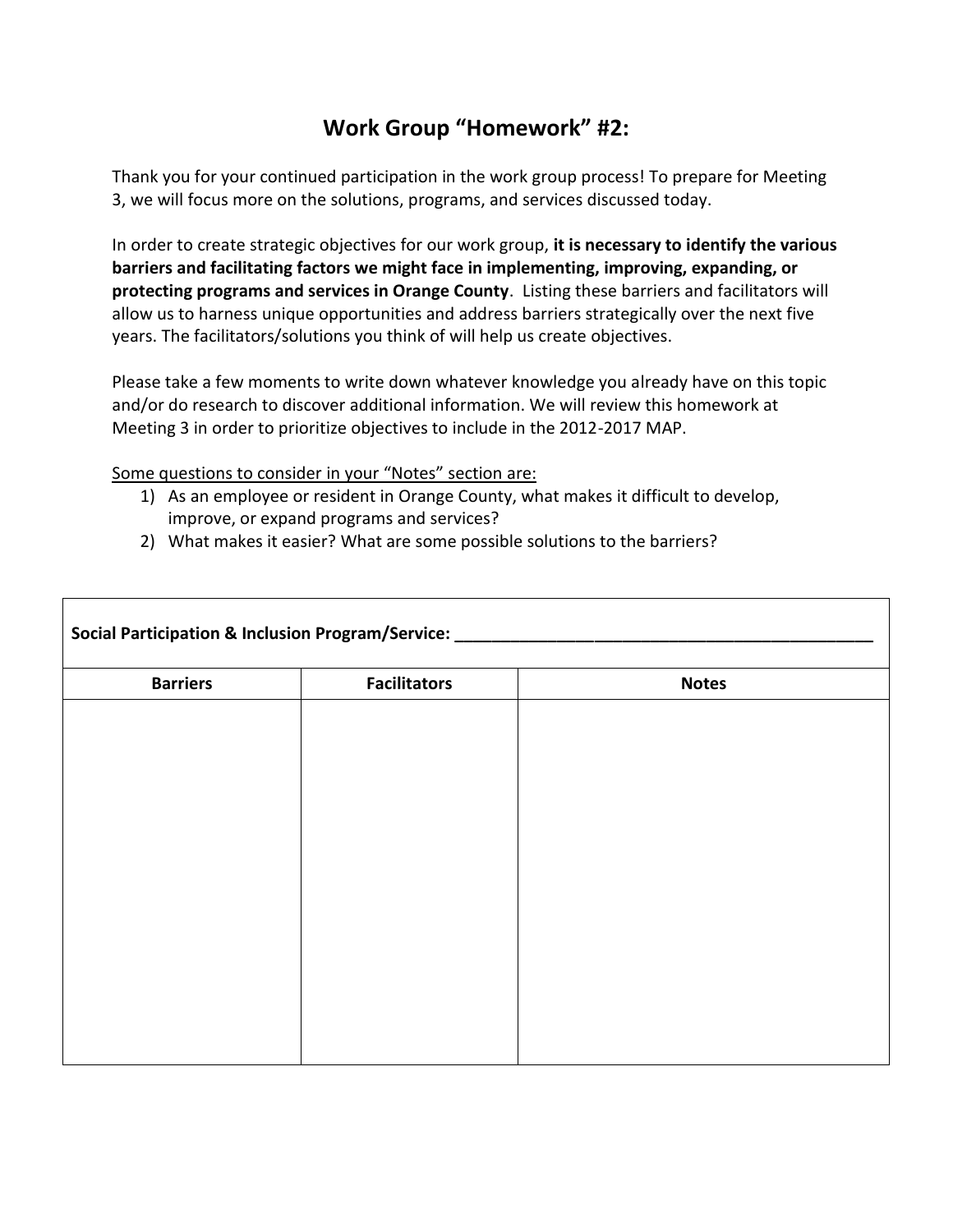# Work Group "Homework" #2:

Thank you for your continued participation in the work group process! To prepare for Meeting 3, we will focus more on the solutions, programs, and services discussed today.

In order to create strategic objectives for our work group, **it is necessary to identify the various barriers and facilitating factors we might face in implementing, improving, expanding, or protecting programs and services in Orange County**. Listing these barriers and facilitators will allow us to harness unique opportunities and address barriers strategically over the next five years. The facilitators/solutions you think of will help us create objectives.

Please take a few moments to write down whatever knowledge you already have on this topic and/or do research to discover additional information. We will review this homework at Meeting 3 in order to prioritize objectives to include in the 2012-2017 MAP.

<u>Some questions to consider in your "Notes" section are:</u>

1) As an employee or resident in Orange County, what makes it difficult to develop, improve, or expand programs and services?
2) What makes it easier? What are some possible solutions to the barriers?

| **Social Participation & Inclusion Program/Service: ______________________________________________** | | |
|---|---|---|
| **Barriers** | **Facilitators** | **Notes** |
| | | |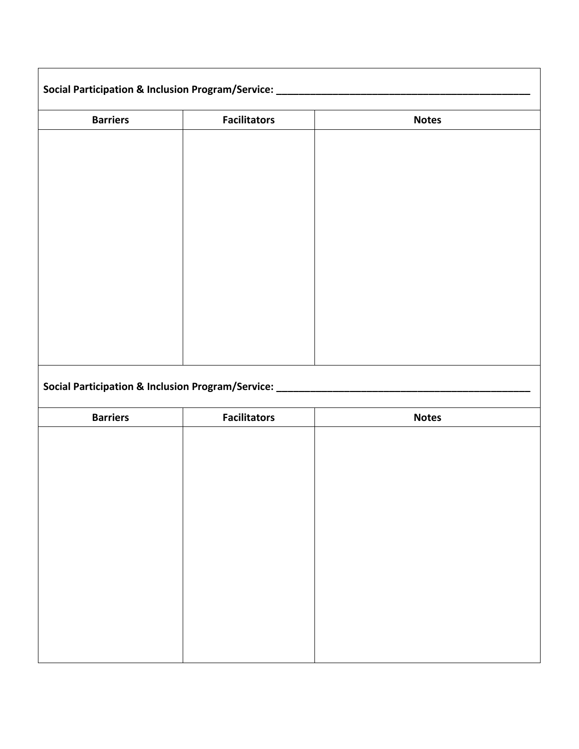**Social Participation & Inclusion Program/Service: ______________________________________________**

| Barriers | Facilitators | Notes |
|---|---|---|
| | | |

**Social Participation & Inclusion Program/Service: ______________________________________________**

| Barriers | Facilitators | Notes |
|---|---|---|
| | | |